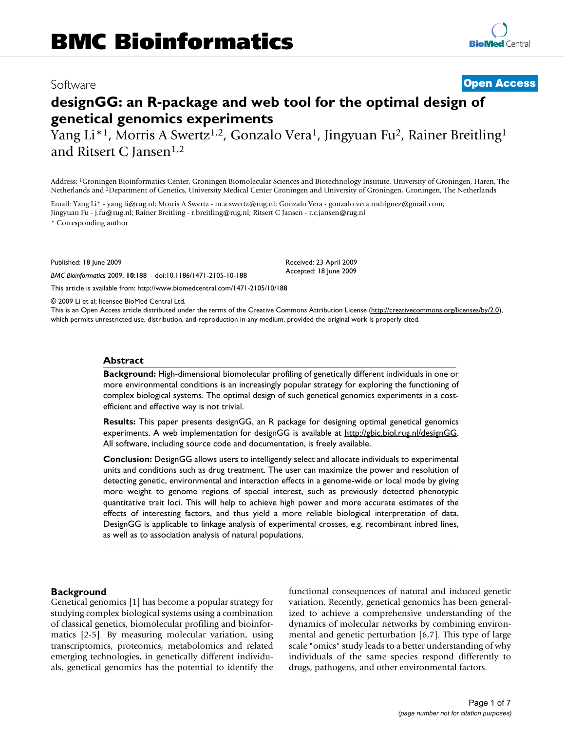Software

**Open Access**

# designGG: an R-package and web tool for the optimal design of genetical genomics experiments

Yang Li*[1], Morris A Swertz[1,2], Gonzalo Vera[1], Jingyuan Fu[2], Rainer Breitling[1] and Ritsert C Jansen[1,2]

Address: [1]Groningen Bioinformatics Center, Groningen Biomolecular Sciences and Biotechnology Institute, University of Groningen, Haren, The Netherlands and [2]Department of Genetics, University Medical Center Groningen and University of Groningen, Groningen, The Netherlands

Email: Yang Li* - yang.li@rug.nl; Morris A Swertz - m.a.swertz@rug.nl; Gonzalo Vera - gonzalo.vera.rodriguez@gmail.com; Jingyuan Fu - j.fu@rug.nl; Rainer Breitling - r.breitling@rug.nl; Ritsert C Jansen - r.c.jansen@rug.nl

\* Corresponding author

Published: 18 June 2009

*BMC Bioinformatics* 2009, **10**:188 doi:10.1186/1471-2105-10-188

Received: 23 April 2009
Accepted: 18 June 2009

This article is available from: http://www.biomedcentral.com/1471-2105/10/188

© 2009 Li et al; licensee BioMed Central Ltd.
This is an Open Access article distributed under the terms of the Creative Commons Attribution License (http://creativecommons.org/licenses/by/2.0), which permits unrestricted use, distribution, and reproduction in any medium, provided the original work is properly cited.

## Abstract

**Background:** High-dimensional biomolecular profiling of genetically different individuals in one or more environmental conditions is an increasingly popular strategy for exploring the functioning of complex biological systems. The optimal design of such genetical genomics experiments in a cost-efficient and effective way is not trivial.

**Results:** This paper presents designGG, an R package for designing optimal genetical genomics experiments. A web implementation for designGG is available at http://gbic.biol.rug.nl/designGG. All software, including source code and documentation, is freely available.

**Conclusion:** DesignGG allows users to intelligently select and allocate individuals to experimental units and conditions such as drug treatment. The user can maximize the power and resolution of detecting genetic, environmental and interaction effects in a genome-wide or local mode by giving more weight to genome regions of special interest, such as previously detected phenotypic quantitative trait loci. This will help to achieve high power and more accurate estimates of the effects of interesting factors, and thus yield a more reliable biological interpretation of data. DesignGG is applicable to linkage analysis of experimental crosses, e.g. recombinant inbred lines, as well as to association analysis of natural populations.

## Background

Genetical genomics [1] has become a popular strategy for studying complex biological systems using a combination of classical genetics, biomolecular profiling and bioinformatics [2-5]. By measuring molecular variation, using transcriptomics, proteomics, metabolomics and related emerging technologies, in genetically different individuals, genetical genomics has the potential to identify the functional consequences of natural and induced genetic variation. Recently, genetical genomics has been generalized to achieve a comprehensive understanding of the dynamics of molecular networks by combining environmental and genetic perturbation [6,7]. This type of large scale "omics" study leads to a better understanding of why individuals of the same species respond differently to drugs, pathogens, and other environmental factors.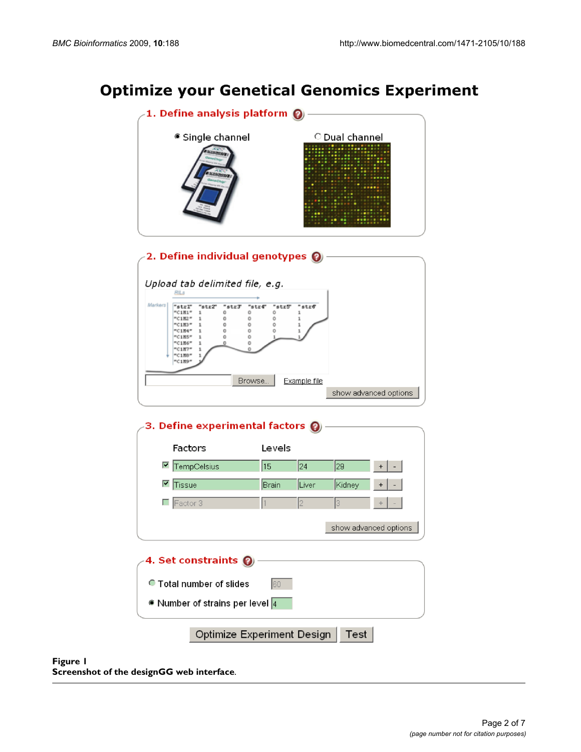**Figure 1**
**Screenshot of the designGG web interface**.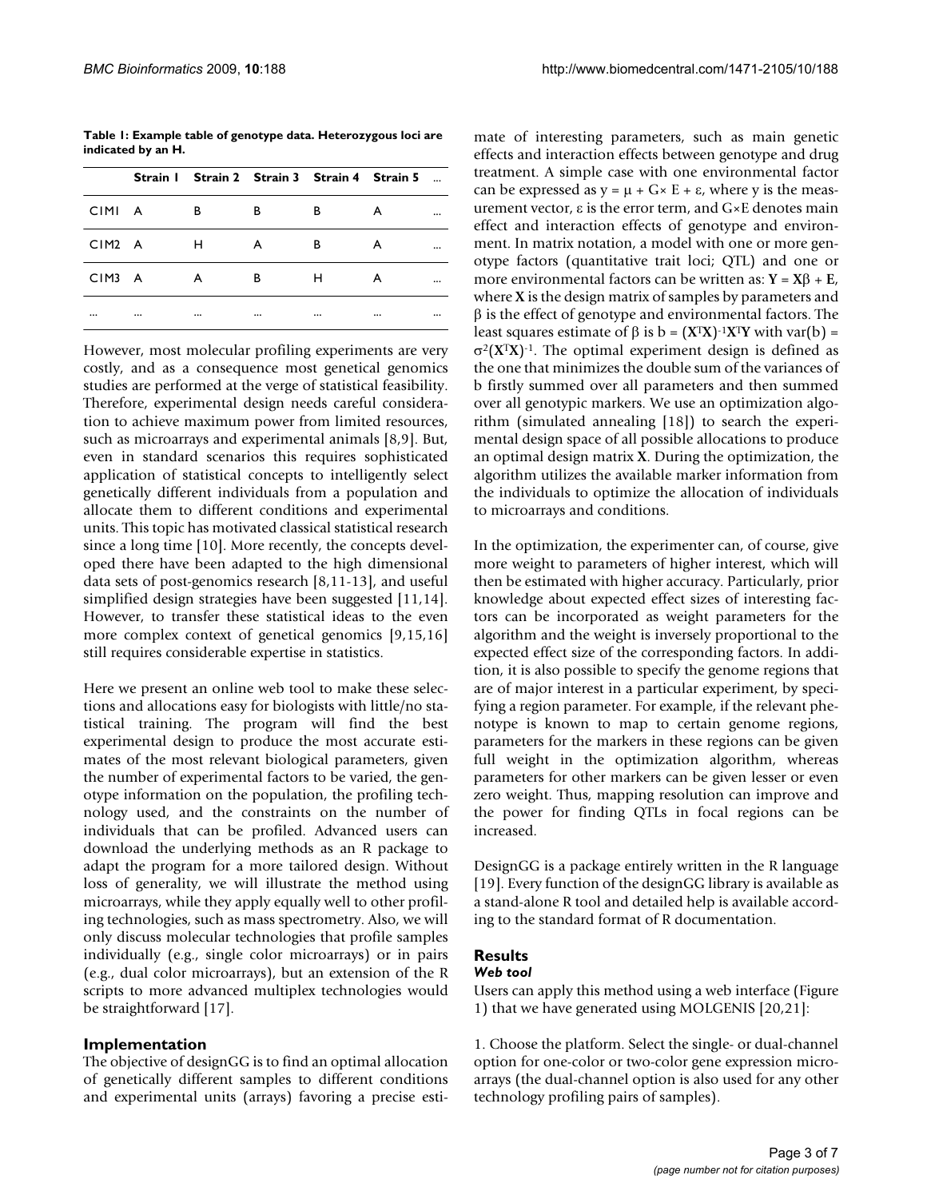**Table 1: Example table of genotype data. Heterozygous loci are indicated by an H.**

| | Strain 1 | Strain 2 | Strain 3 | Strain 4 | Strain 5 | ... |
|---|---|---|---|---|---|---|
| CIM1 | A | B | B | B | A | ... |
| CIM2 | A | H | A | B | A | ... |
| CIM3 | A | A | B | H | A | ... |
| ... | ... | ... | ... | ... | ... | ... |

However, most molecular profiling experiments are very costly, and as a consequence most genetical genomics studies are performed at the verge of statistical feasibility. Therefore, experimental design needs careful consideration to achieve maximum power from limited resources, such as microarrays and experimental animals [8,9]. But, even in standard scenarios this requires sophisticated application of statistical concepts to intelligently select genetically different individuals from a population and allocate them to different conditions and experimental units. This topic has motivated classical statistical research since a long time [10]. More recently, the concepts developed there have been adapted to the high dimensional data sets of post-genomics research [8,11-13], and useful simplified design strategies have been suggested [11,14]. However, to transfer these statistical ideas to the even more complex context of genetical genomics [9,15,16] still requires considerable expertise in statistics.

Here we present an online web tool to make these selections and allocations easy for biologists with little/no statistical training. The program will find the best experimental design to produce the most accurate estimates of the most relevant biological parameters, given the number of experimental factors to be varied, the genotype information on the population, the profiling technology used, and the constraints on the number of individuals that can be profiled. Advanced users can download the underlying methods as an R package to adapt the program for a more tailored design. Without loss of generality, we will illustrate the method using microarrays, while they apply equally well to other profiling technologies, such as mass spectrometry. Also, we will only discuss molecular technologies that profile samples individually (e.g., single color microarrays) or in pairs (e.g., dual color microarrays), but an extension of the R scripts to more advanced multiplex technologies would be straightforward [17].

## Implementation

The objective of designGG is to find an optimal allocation of genetically different samples to different conditions and experimental units (arrays) favoring a precise estimate of interesting parameters, such as main genetic effects and interaction effects between genotype and drug treatment. A simple case with one environmental factor can be expressed as $y = \mu + G \times E + \varepsilon$, where y is the measurement vector, $\varepsilon$ is the error term, and $G \times E$ denotes main effect and interaction effects of genotype and environment. In matrix notation, a model with one or more genotype factors (quantitative trait loci; QTL) and one or more environmental factors can be written as: $\mathbf{Y} = \mathbf{X}\beta + \mathbf{E}$, where **X** is the design matrix of samples by parameters and $\beta$ is the effect of genotype and environmental factors. The least squares estimate of $\beta$ is $b = (\mathbf{X}^T\mathbf{X})^{-1}\mathbf{X}^T\mathbf{Y}$ with $\text{var}(b) = \sigma^2(\mathbf{X}^T\mathbf{X})^{-1}$. The optimal experiment design is defined as the one that minimizes the double sum of the variances of b firstly summed over all parameters and then summed over all genotypic markers. We use an optimization algorithm (simulated annealing [18]) to search the experimental design space of all possible allocations to produce an optimal design matrix **X**. During the optimization, the algorithm utilizes the available marker information from the individuals to optimize the allocation of individuals to microarrays and conditions.

In the optimization, the experimenter can, of course, give more weight to parameters of higher interest, which will then be estimated with higher accuracy. Particularly, prior knowledge about expected effect sizes of interesting factors can be incorporated as weight parameters for the algorithm and the weight is inversely proportional to the expected effect size of the corresponding factors. In addition, it is also possible to specify the genome regions that are of major interest in a particular experiment, by specifying a region parameter. For example, if the relevant phenotype is known to map to certain genome regions, parameters for the markers in these regions can be given full weight in the optimization algorithm, whereas parameters for other markers can be given lesser or even zero weight. Thus, mapping resolution can improve and the power for finding QTLs in focal regions can be increased.

DesignGG is a package entirely written in the R language [19]. Every function of the designGG library is available as a stand-alone R tool and detailed help is available according to the standard format of R documentation.

## Results

### *Web tool*

Users can apply this method using a web interface (Figure 1) that we have generated using MOLGENIS [20,21]:

1. Choose the platform. Select the single- or dual-channel option for one-color or two-color gene expression microarrays (the dual-channel option is also used for any other technology profiling pairs of samples).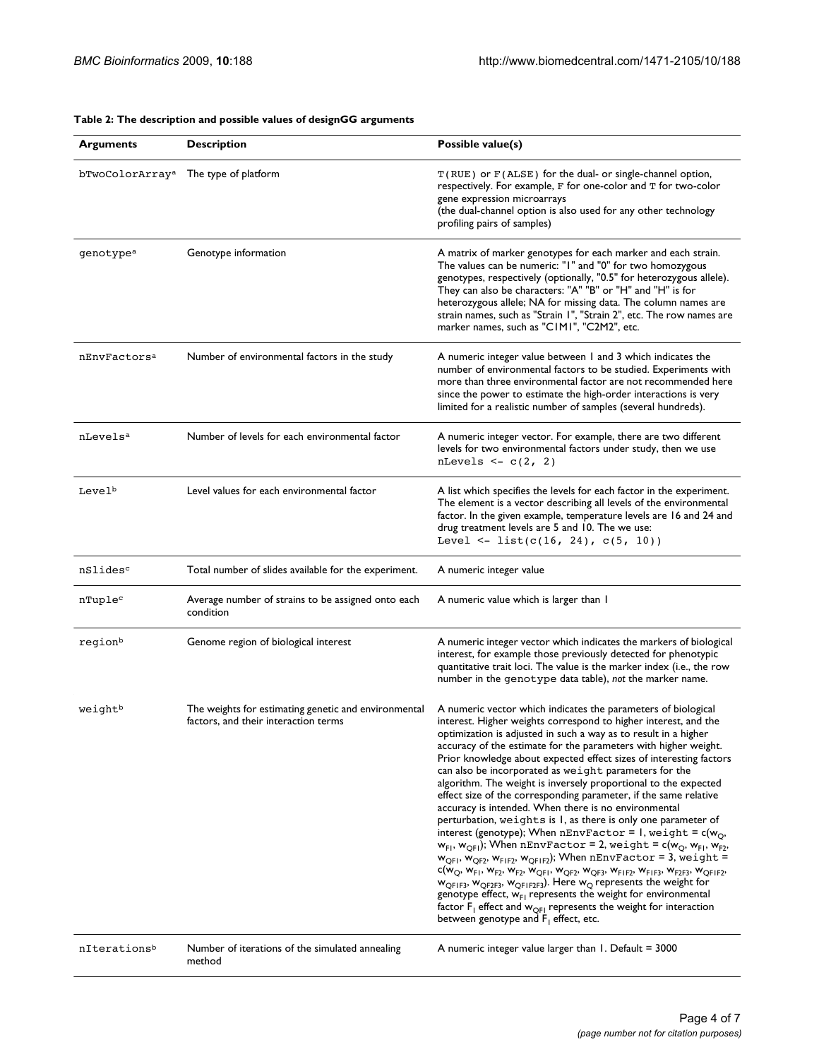**Table 2: The description and possible values of designGG arguments**

| Arguments | Description | Possible value(s) |
|---|---|---|
| bTwoColorArray[a] | The type of platform | T(RUE) or F(ALSE) for the dual- or single-channel option, respectively. For example, F for one-color and T for two-color gene expression microarrays (the dual-channel option is also used for any other technology profiling pairs of samples) |
| genotype[a] | Genotype information | A matrix of marker genotypes for each marker and each strain. The values can be numeric: "1" and "0" for two homozygous genotypes, respectively (optionally, "0.5" for heterozygous allele). They can also be characters: "A" "B" or "H" and "H" is for heterozygous allele; NA for missing data. The column names are strain names, such as "Strain 1", "Strain 2", etc. The row names are marker names, such as "C1M1", "C2M2", etc. |
| nEnvFactors[a] | Number of environmental factors in the study | A numeric integer value between 1 and 3 which indicates the number of environmental factors to be studied. Experiments with more than three environmental factor are not recommended here since the power to estimate the high-order interactions is very limited for a realistic number of samples (several hundreds). |
| nLevels[a] | Number of levels for each environmental factor | A numeric integer vector. For example, there are two different levels for two environmental factors under study, then we use `nLevels <- c(2, 2)` |
| Level[b] | Level values for each environmental factor | A list which specifies the levels for each factor in the experiment. The element is a vector describing all levels of the environmental factor. In the given example, temperature levels are 16 and 24 and drug treatment levels are 5 and 10. The we use: `Level <- list(c(16, 24), c(5, 10))` |
| nSlides[c] | Total number of slides available for the experiment. | A numeric integer value |
| nTuple[c] | Average number of strains to be assigned onto each condition | A numeric value which is larger than 1 |
| region[b] | Genome region of biological interest | A numeric integer vector which indicates the markers of biological interest, for example those previously detected for phenotypic quantitative trait loci. The value is the marker index (i.e., the row number in the genotype data table), *not* the marker name. |
| weight[b] | The weights for estimating genetic and environmental factors, and their interaction terms | A numeric vector which indicates the parameters of biological interest. Higher weights correspond to higher interest, and the optimization is adjusted in such a way as to result in a higher accuracy of the estimate for the parameters with higher weight. Prior knowledge about expected effect sizes of interesting factors can also be incorporated as weight parameters for the algorithm. The weight is inversely proportional to the expected effect size of the corresponding parameter, if the same relative accuracy is intended. When there is no environmental perturbation, weights is 1, as there is only one parameter of interest (genotype); When nEnvFactor = 1, weight = c($w_Q$, $w_{F1}$, $w_{QF1}$); When nEnvFactor = 2, weight = c($w_Q$, $w_{F1}$, $w_{F2}$, $w_{QF1}$, $w_{QF2}$, $w_{F1F2}$, $w_{QF1F2}$); When nEnvFactor = 3, weight = c($w_Q$, $w_{F1}$, $w_{F2}$, $w_{F2}$, $w_{QF1}$, $w_{QF2}$, $w_{QF3}$, $w_{F1F2}$, $w_{F1F3}$, $w_{F2F3}$, $w_{QF1F2}$, $w_{QF1F3}$, $w_{QF2F3}$, $w_{QF1F2F3}$). Here $w_Q$ represents the weight for genotype effect, $w_{F1}$ represents the weight for environmental factor $F_1$ effect and $w_{QF1}$ represents the weight for interaction between genotype and $F_1$ effect, etc. |
| nIterations[b] | Number of iterations of the simulated annealing method | A numeric integer value larger than 1. Default = 3000 |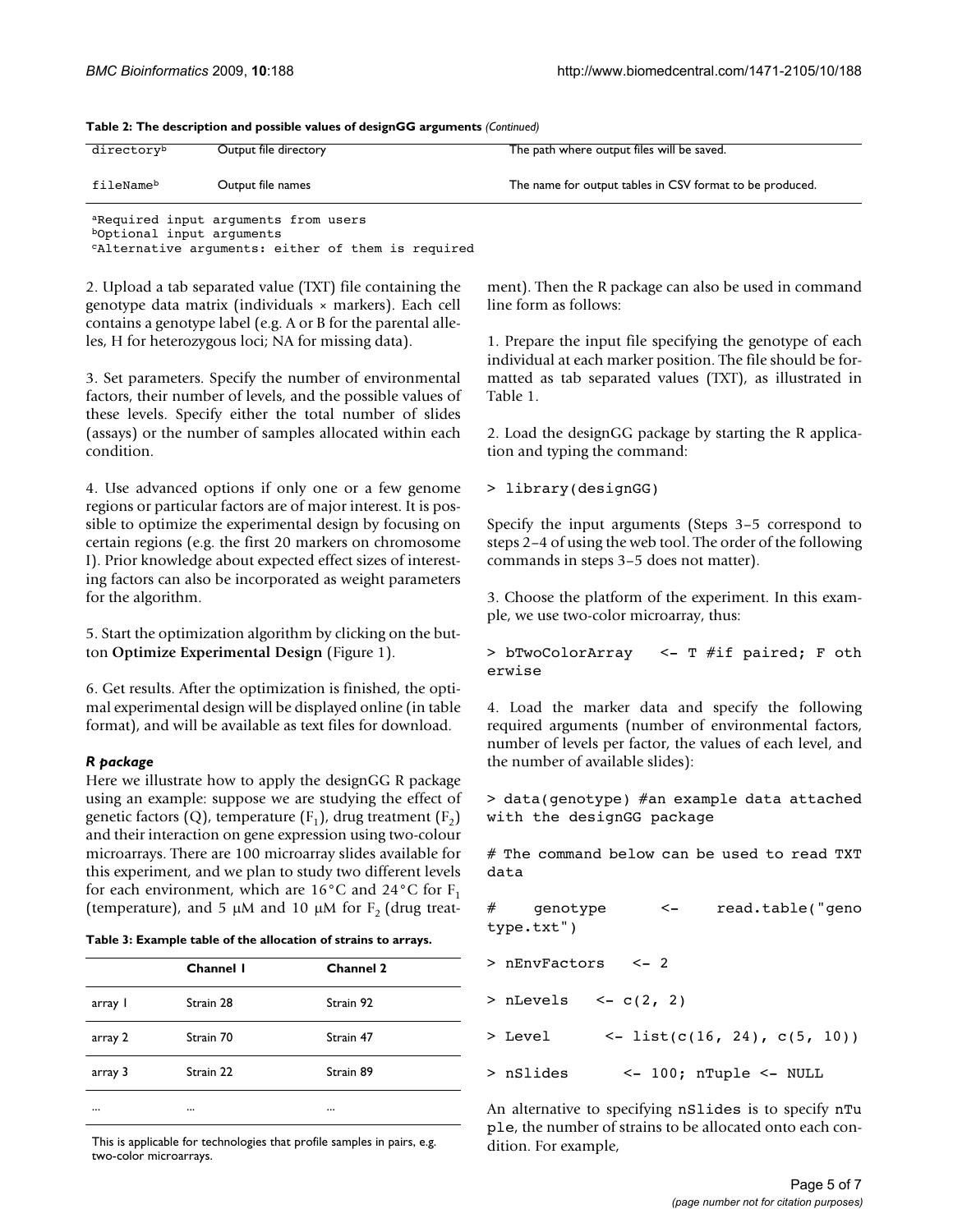**Table 2: The description and possible values of designGG arguments** *(Continued)*

| | | |
|---|---|---|
| directory[b] | Output file directory | The path where output files will be saved. |
| fileName[b] | Output file names | The name for output tables in CSV format to be produced. |

[a]Required input arguments from users
[b]Optional input arguments
[c]Alternative arguments: either of them is required

2. Upload a tab separated value (TXT) file containing the genotype data matrix (individuals × markers). Each cell contains a genotype label (e.g. A or B for the parental alleles, H for heterozygous loci; NA for missing data).

3. Set parameters. Specify the number of environmental factors, their number of levels, and the possible values of these levels. Specify either the total number of slides (assays) or the number of samples allocated within each condition.

4. Use advanced options if only one or a few genome regions or particular factors are of major interest. It is possible to optimize the experimental design by focusing on certain regions (e.g. the first 20 markers on chromosome I). Prior knowledge about expected effect sizes of interesting factors can also be incorporated as weight parameters for the algorithm.

5. Start the optimization algorithm by clicking on the button **Optimize Experimental Design** (Figure 1).

6. Get results. After the optimization is finished, the optimal experimental design will be displayed online (in table format), and will be available as text files for download.

### *R package*

Here we illustrate how to apply the designGG R package using an example: suppose we are studying the effect of genetic factors (Q), temperature ($F_1$), drug treatment ($F_2$) and their interaction on gene expression using two-colour microarrays. There are 100 microarray slides available for this experiment, and we plan to study two different levels for each environment, which are 16°C and 24°C for $F_1$ (temperature), and 5 μM and 10 μM for $F_2$ (drug treatment). Then the R package can also be used in command line form as follows:

**Table 3: Example table of the allocation of strains to arrays.**

| | Channel 1 | Channel 2 |
|---|---|---|
| array 1 | Strain 28 | Strain 92 |
| array 2 | Strain 70 | Strain 47 |
| array 3 | Strain 22 | Strain 89 |
| ... | ... | ... |

This is applicable for technologies that profile samples in pairs, e.g. two-color microarrays.

1. Prepare the input file specifying the genotype of each individual at each marker position. The file should be formatted as tab separated values (TXT), as illustrated in Table 1.

2. Load the designGG package by starting the R application and typing the command:

```
> library(designGG)
```

Specify the input arguments (Steps 3–5 correspond to steps 2–4 of using the web tool. The order of the following commands in steps 3–5 does not matter).

3. Choose the platform of the experiment. In this example, we use two-color microarray, thus:

```
> bTwoColorArray   <- T #if paired; F otherwise
```

4. Load the marker data and specify the following required arguments (number of environmental factors, number of levels per factor, the values of each level, and the number of available slides):

```
> data(genotype) #an example data attached with the designGG package

# The command below can be used to read TXT data

#    genotype      <-    read.table("genotype.txt")

> nEnvFactors   <- 2

> nLevels   <- c(2, 2)

> Level       <- list(c(16, 24), c(5, 10))

> nSlides       <- 100; nTuple <- NULL
```

An alternative to specifying `nSlides` is to specify `nTuple`, the number of strains to be allocated onto each condition. For example,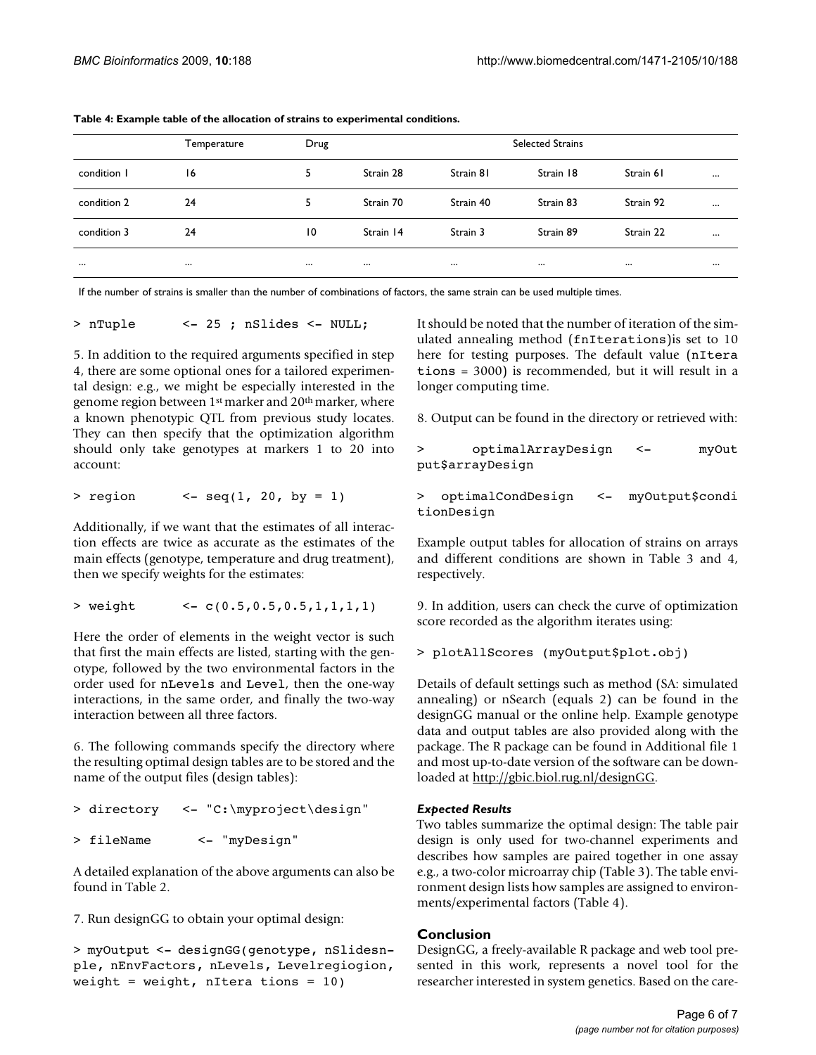**Table 4: Example table of the allocation of strains to experimental conditions.**

| | Temperature | Drug | Selected Strains | | | | |
|---|---|---|---|---|---|---|---|
| condition 1 | 16 | 5 | Strain 28 | Strain 81 | Strain 18 | Strain 61 | ... |
| condition 2 | 24 | 5 | Strain 70 | Strain 40 | Strain 83 | Strain 92 | ... |
| condition 3 | 24 | 10 | Strain 14 | Strain 3 | Strain 89 | Strain 22 | ... |
| ... | ... | ... | ... | ... | ... | ... | ... |

If the number of strains is smaller than the number of combinations of factors, the same strain can be used multiple times.

```
> nTuple       <- 25 ; nSlides <- NULL;
```

5. In addition to the required arguments specified in step 4, there are some optional ones for a tailored experimental design: e.g., we might be especially interested in the genome region between 1st marker and 20th marker, where a known phenotypic QTL from previous study locates. They can then specify that the optimization algorithm should only take genotypes at markers 1 to 20 into account:

```
> region       <- seq(1, 20, by = 1)
```

Additionally, if we want that the estimates of all interaction effects are twice as accurate as the estimates of the main effects (genotype, temperature and drug treatment), then we specify weights for the estimates:

```
> weight       <- c(0.5,0.5,0.5,1,1,1,1)
```

Here the order of elements in the weight vector is such that first the main effects are listed, starting with the genotype, followed by the two environmental factors in the order used for nLevels and Level, then the one-way interactions, in the same order, and finally the two-way interaction between all three factors.

6. The following commands specify the directory where the resulting optimal design tables are to be stored and the name of the output files (design tables):

```
> directory    <- "C:\myproject\design"

> fileName      <- "myDesign"
```

A detailed explanation of the above arguments can also be found in Table 2.

7. Run designGG to obtain your optimal design:

```
> myOutput <- designGG(genotype, nSlidesnple, nEnvFactors, nLevels, Levelregiogion, weight = weight, nItera tions = 10)
```

It should be noted that the number of iteration of the simulated annealing method (fnIterations)is set to 10 here for testing purposes. The default value (nItera tions = 3000) is recommended, but it will result in a longer computing time.

8. Output can be found in the directory or retrieved with:

```
> optimalArrayDesign <- myOutput$arrayDesign

> optimalCondDesign <- myOutput$conditionDesign
```

Example output tables for allocation of strains on arrays and different conditions are shown in Table 3 and 4, respectively.

9. In addition, users can check the curve of optimization score recorded as the algorithm iterates using:

```
> plotAllScores (myOutput$plot.obj)
```

Details of default settings such as method (SA: simulated annealing) or nSearch (equals 2) can be found in the designGG manual or the online help. Example genotype data and output tables are also provided along with the package. The R package can be found in Additional file 1 and most up-to-date version of the software can be downloaded at http://gbic.biol.rug.nl/designGG.

### *Expected Results*

Two tables summarize the optimal design: The table pair design is only used for two-channel experiments and describes how samples are paired together in one assay e.g., a two-color microarray chip (Table 3). The table environment design lists how samples are assigned to environments/experimental factors (Table 4).

## Conclusion

DesignGG, a freely-available R package and web tool presented in this work, represents a novel tool for the researcher interested in system genetics. Based on the care-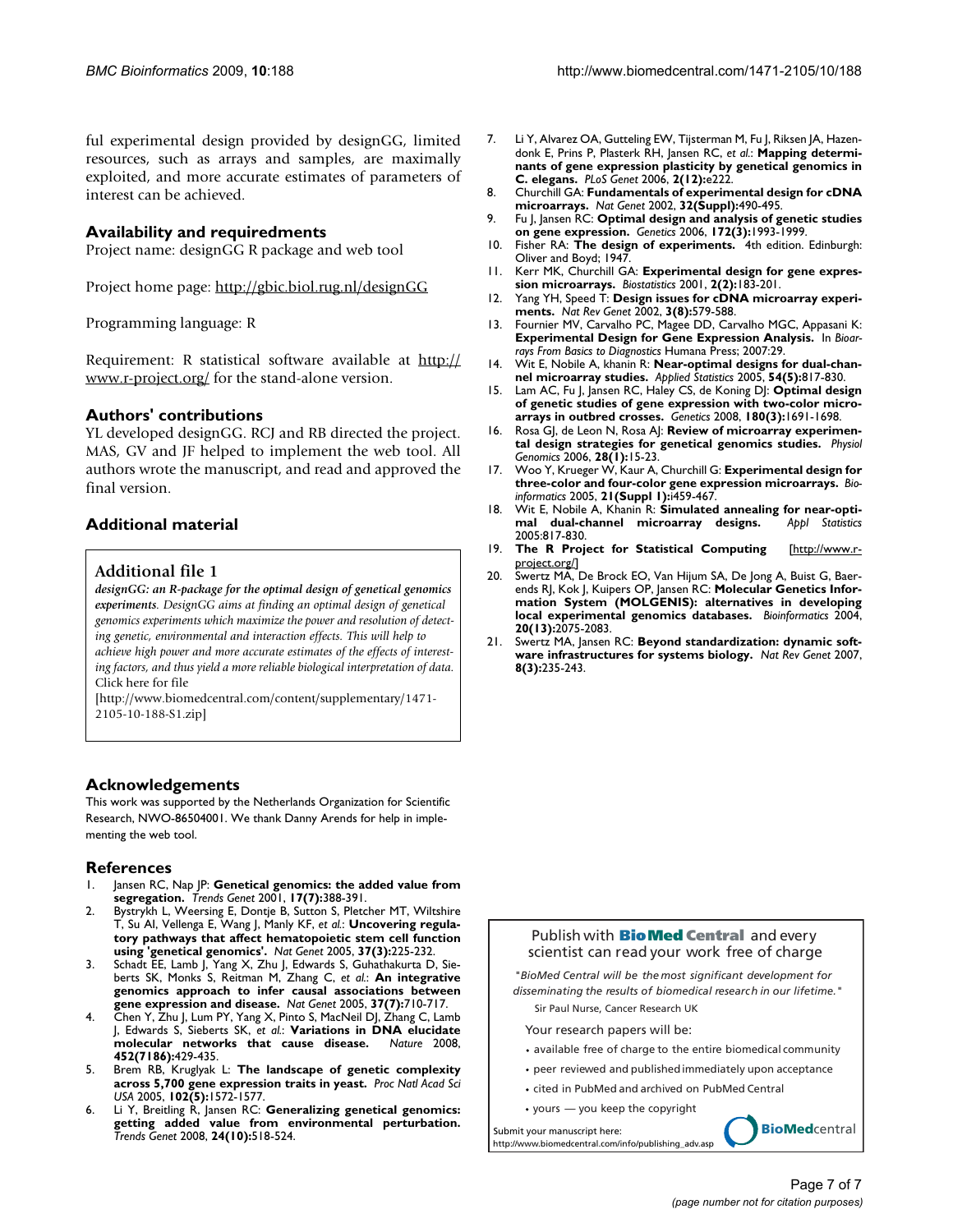ful experimental design provided by designGG, limited resources, such as arrays and samples, are maximally exploited, and more accurate estimates of parameters of interest can be achieved.

## Availability and requiredments

Project name: designGG R package and web tool

Project home page: http://gbic.biol.rug.nl/designGG

Programming language: R

Requirement: R statistical software available at http://www.r-project.org/ for the stand-alone version.

## Authors' contributions

YL developed designGG. RCJ and RB directed the project. MAS, GV and JF helped to implement the web tool. All authors wrote the manuscript, and read and approved the final version.

## Additional material

### Additional file 1

***designGG: an R-package for the optimal design of genetical genomics experiments**. DesignGG aims at finding an optimal design of genetical genomics experiments which maximize the power and resolution of detecting genetic, environmental and interaction effects. This will help to achieve high power and more accurate estimates of the effects of interesting factors, and thus yield a more reliable biological interpretation of data.*
Click here for file
[http://www.biomedcentral.com/content/supplementary/1471-2105-10-188-S1.zip]

## Acknowledgements

This work was supported by the Netherlands Organization for Scientific Research, NWO-86504001. We thank Danny Arends for help in implementing the web tool.

## References

1. Jansen RC, Nap JP: **Genetical genomics: the added value from segregation.** *Trends Genet* 2001, **17(7):**388-391.
2. Bystrykh L, Weersing E, Dontje B, Sutton S, Pletcher MT, Wiltshire T, Su AI, Vellenga E, Wang J, Manly KF, *et al.*: **Uncovering regulatory pathways that affect hematopoietic stem cell function using 'genetical genomics'.** *Nat Genet* 2005, **37(3):**225-232.
3. Schadt EE, Lamb J, Yang X, Zhu J, Edwards S, Guhathakurta D, Sieberts SK, Monks S, Reitman M, Zhang C, *et al.*: **An integrative genomics approach to infer causal associations between gene expression and disease.** *Nat Genet* 2005, **37(7):**710-717.
4. Chen Y, Zhu J, Lum PY, Yang X, Pinto S, MacNeil DJ, Zhang C, Lamb J, Edwards S, Sieberts SK, *et al.*: **Variations in DNA elucidate molecular networks that cause disease.** *Nature* 2008, **452(7186):**429-435.
5. Brem RB, Kruglyak L: **The landscape of genetic complexity across 5,700 gene expression traits in yeast.** *Proc Natl Acad Sci USA* 2005, **102(5):**1572-1577.
6. Li Y, Breitling R, Jansen RC: **Generalizing genetical genomics: getting added value from environmental perturbation.** *Trends Genet* 2008, **24(10):**518-524.
7. Li Y, Alvarez OA, Gutteling EW, Tijsterman M, Fu J, Riksen JA, Hazendonk E, Prins P, Plasterk RH, Jansen RC, *et al.*: **Mapping determinants of gene expression plasticity by genetical genomics in C. elegans.** *PLoS Genet* 2006, **2(12):**e222.
8. Churchill GA: **Fundamentals of experimental design for cDNA microarrays.** *Nat Genet* 2002, **32(Suppl):**490-495.
9. Fu J, Jansen RC: **Optimal design and analysis of genetic studies on gene expression.** *Genetics* 2006, **172(3):**1993-1999.
10. Fisher RA: **The design of experiments.** 4th edition. Edinburgh: Oliver and Boyd; 1947.
11. Kerr MK, Churchill GA: **Experimental design for gene expression microarrays.** *Biostatistics* 2001, **2(2):**183-201.
12. Yang YH, Speed T: **Design issues for cDNA microarray experiments.** *Nat Rev Genet* 2002, **3(8):**579-588.
13. Fournier MV, Carvalho PC, Magee DD, Carvalho MGC, Appasani K: **Experimental Design for Gene Expression Analysis.** In *Bioarrays From Basics to Diagnostics* Humana Press; 2007:29.
14. Wit E, Nobile A, khanin R: **Near-optimal designs for dual-channel microarray studies.** *Applied Statistics* 2005, **54(5):**817-830.
15. Lam AC, Fu J, Jansen RC, Haley CS, de Koning DJ: **Optimal design of genetic studies of gene expression with two-color microarrays in outbred crosses.** *Genetics* 2008, **180(3):**1691-1698.
16. Rosa GJ, de Leon N, Rosa AJ: **Review of microarray experimental design strategies for genetical genomics studies.** *Physiol Genomics* 2006, **28(1):**15-23.
17. Woo Y, Krueger W, Kaur A, Churchill G: **Experimental design for three-color and four-color gene expression microarrays.** *Bioinformatics* 2005, **21(Suppl 1):**i459-467.
18. Wit E, Nobile A, Khanin R: **Simulated annealing for near-optimal dual-channel microarray designs.** *Appl Statistics* 2005:817-830.
19. **The R Project for Statistical Computing** [http://www.r-project.org/]
20. Swertz MA, De Brock EO, Van Hijum SA, De Jong A, Buist G, Baerends RJ, Kok J, Kuipers OP, Jansen RC: **Molecular Genetics Information System (MOLGENIS): alternatives in developing local experimental genomics databases.** *Bioinformatics* 2004, **20(13):**2075-2083.
21. Swertz MA, Jansen RC: **Beyond standardization: dynamic software infrastructures for systems biology.** *Nat Rev Genet* 2007, **8(3):**235-243.

Publish with **BioMed Central** and every scientist can read your work free of charge

*"BioMed Central will be the most significant development for disseminating the results of biomedical research in our lifetime."*
Sir Paul Nurse, Cancer Research UK

Your research papers will be:

- available free of charge to the entire biomedical community
- peer reviewed and published immediately upon acceptance
- cited in PubMed and archived on PubMed Central
- yours — you keep the copyright

Submit your manuscript here:
http://www.biomedcentral.com/info/publishing_adv.asp

BioMedcentral